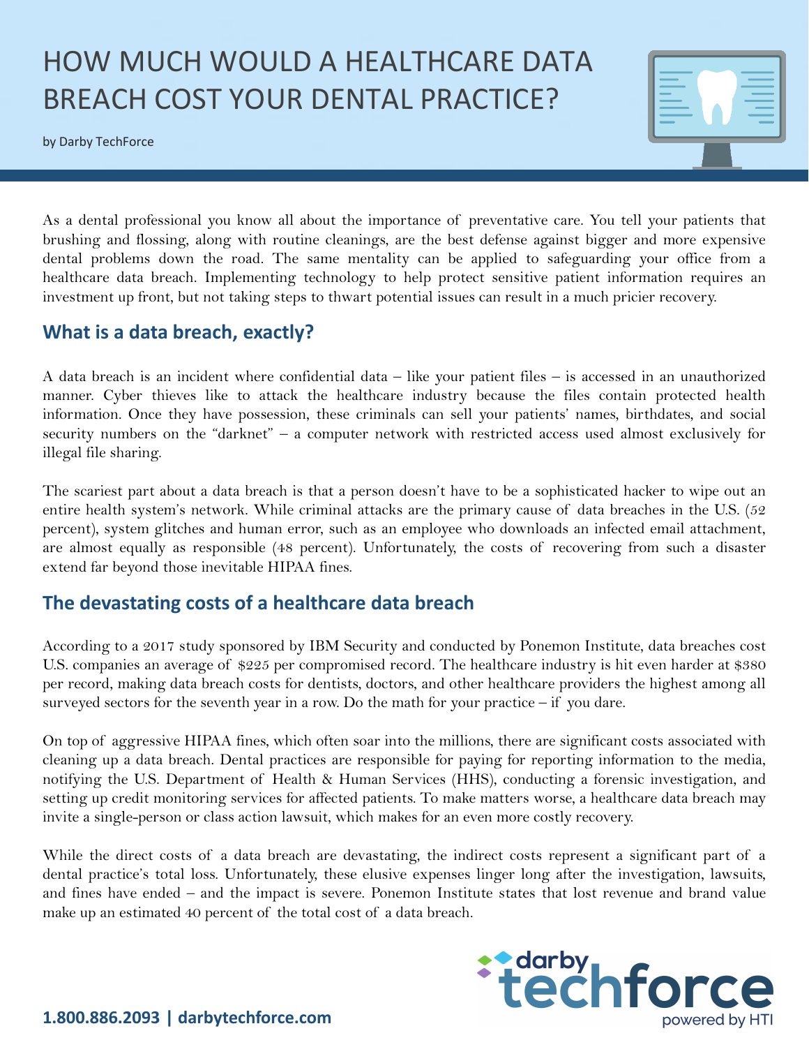# HOW MUCH WOULD A HEALTHCARE DATA BREACH COST YOUR DENTAL PRACTICE?

by Darby TechForce

As a dental professional you know all about the importance of preventative care. You tell your patients that brushing and flossing, along with routine cleanings, are the best defense against bigger and more expensive dental problems down the road. The same mentality can be applied to safeguarding your office from a healthcare data breach. Implementing technology to help protect sensitive patient information requires an investment up front, but not taking steps to thwart potential issues can result in a much pricier recovery.

## What is a data breach, exactly?

A data breach is an incident where confidential data – like your patient files – is accessed in an unauthorized manner. Cyber thieves like to attack the healthcare industry because the files contain protected health information. Once they have possession, these criminals can sell your patients' names, birthdates, and social security numbers on the "darknet" – a computer network with restricted access used almost exclusively for illegal file sharing.

The scariest part about a data breach is that a person doesn't have to be a sophisticated hacker to wipe out an entire health system's network. While criminal attacks are the primary cause of data breaches in the U.S. (52 percent), system glitches and human error, such as an employee who downloads an infected email attachment, are almost equally as responsible (48 percent). Unfortunately, the costs of recovering from such a disaster extend far beyond those inevitable HIPAA fines.

## The devastating costs of a healthcare data breach

According to a 2017 study sponsored by IBM Security and conducted by Ponemon Institute, data breaches cost U.S. companies an average of $225 per compromised record. The healthcare industry is hit even harder at $380 per record, making data breach costs for dentists, doctors, and other healthcare providers the highest among all surveyed sectors for the seventh year in a row. Do the math for your practice – if you dare.

On top of aggressive HIPAA fines, which often soar into the millions, there are significant costs associated with cleaning up a data breach. Dental practices are responsible for paying for reporting information to the media, notifying the U.S. Department of Health & Human Services (HHS), conducting a forensic investigation, and setting up credit monitoring services for affected patients. To make matters worse, a healthcare data breach may invite a single-person or class action lawsuit, which makes for an even more costly recovery.

While the direct costs of a data breach are devastating, the indirect costs represent a significant part of a dental practice's total loss. Unfortunately, these elusive expenses linger long after the investigation, lawsuits, and fines have ended – and the impact is severe. Ponemon Institute states that lost revenue and brand value make up an estimated 40 percent of the total cost of a data breach.

**1.800.886.2093 | darbytechforce.com**

darby techforce powered by HTI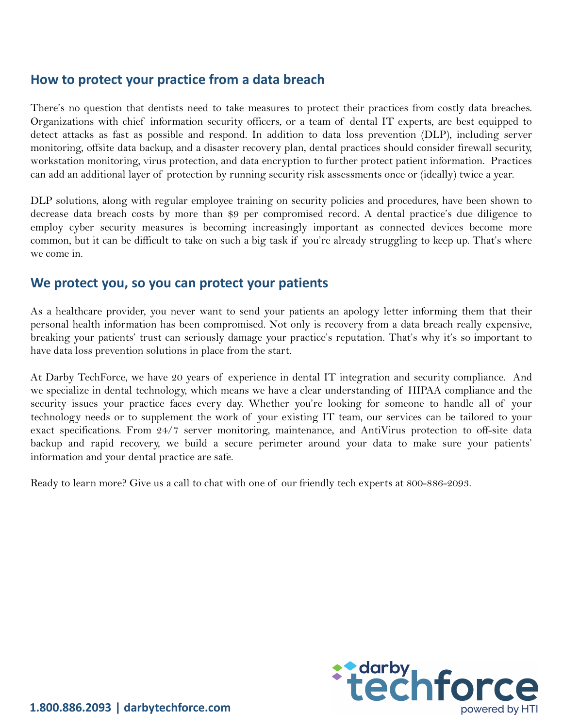## How to protect your practice from a data breach

There's no question that dentists need to take measures to protect their practices from costly data breaches. Organizations with chief information security officers, or a team of dental IT experts, are best equipped to detect attacks as fast as possible and respond. In addition to data loss prevention (DLP), including server monitoring, offsite data backup, and a disaster recovery plan, dental practices should consider firewall security, workstation monitoring, virus protection, and data encryption to further protect patient information. Practices can add an additional layer of protection by running security risk assessments once or (ideally) twice a year.

DLP solutions, along with regular employee training on security policies and procedures, have been shown to decrease data breach costs by more than $9 per compromised record. A dental practice's due diligence to employ cyber security measures is becoming increasingly important as connected devices become more common, but it can be difficult to take on such a big task if you're already struggling to keep up. That's where we come in.

## We protect you, so you can protect your patients

As a healthcare provider, you never want to send your patients an apology letter informing them that their personal health information has been compromised. Not only is recovery from a data breach really expensive, breaking your patients' trust can seriously damage your practice's reputation. That's why it's so important to have data loss prevention solutions in place from the start.

At Darby TechForce, we have 20 years of experience in dental IT integration and security compliance. And we specialize in dental technology, which means we have a clear understanding of HIPAA compliance and the security issues your practice faces every day. Whether you're looking for someone to handle all of your technology needs or to supplement the work of your existing IT team, our services can be tailored to your exact specifications. From 24/7 server monitoring, maintenance, and AntiVirus protection to off-site data backup and rapid recovery, we build a secure perimeter around your data to make sure your patients' information and your dental practice are safe.

Ready to learn more? Give us a call to chat with one of our friendly tech experts at 800-886-2093.

**1.800.886.2093 | darbytechforce.com**

darby techforce powered by HTI